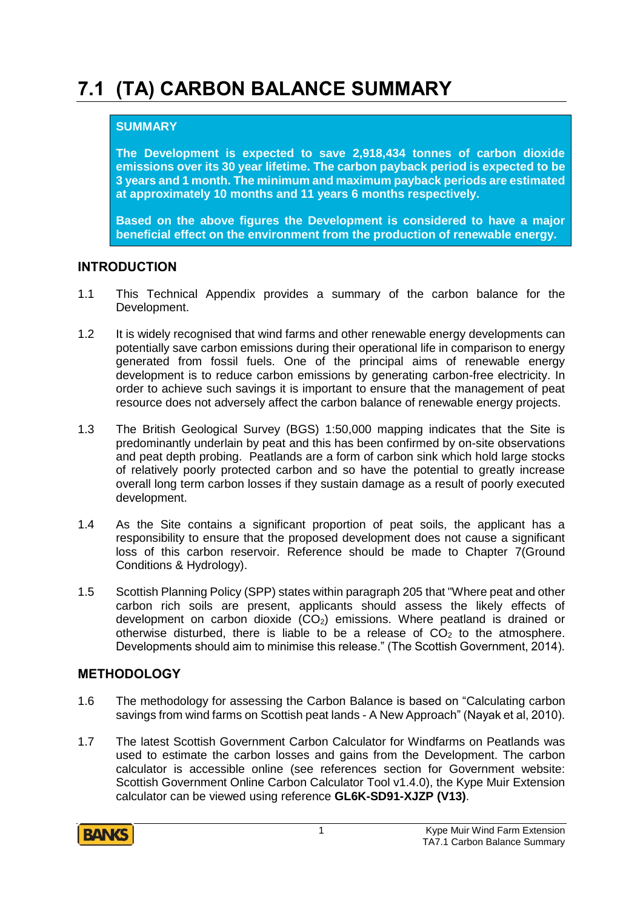# 7.1 (TA) CARBON BALANCE SUMMARY

**SUMMARY**

**The Development is expected to save 2,918,434 tonnes of carbon dioxide emissions over its 30 year lifetime. The carbon payback period is expected to be 3 years and 1 month. The minimum and maximum payback periods are estimated at approximately 10 months and 11 years 6 months respectively.**

**Based on the above figures the Development is considered to have a major beneficial effect on the environment from the production of renewable energy.**

## INTRODUCTION

1.1 This Technical Appendix provides a summary of the carbon balance for the Development.

1.2 It is widely recognised that wind farms and other renewable energy developments can potentially save carbon emissions during their operational life in comparison to energy generated from fossil fuels. One of the principal aims of renewable energy development is to reduce carbon emissions by generating carbon-free electricity. In order to achieve such savings it is important to ensure that the management of peat resource does not adversely affect the carbon balance of renewable energy projects.

1.3 The British Geological Survey (BGS) 1:50,000 mapping indicates that the Site is predominantly underlain by peat and this has been confirmed by on-site observations and peat depth probing. Peatlands are a form of carbon sink which hold large stocks of relatively poorly protected carbon and so have the potential to greatly increase overall long term carbon losses if they sustain damage as a result of poorly executed development.

1.4 As the Site contains a significant proportion of peat soils, the applicant has a responsibility to ensure that the proposed development does not cause a significant loss of this carbon reservoir. Reference should be made to Chapter 7(Ground Conditions & Hydrology).

1.5 Scottish Planning Policy (SPP) states within paragraph 205 that "Where peat and other carbon rich soils are present, applicants should assess the likely effects of development on carbon dioxide ($CO_2$) emissions. Where peatland is drained or otherwise disturbed, there is liable to be a release of $CO_2$ to the atmosphere. Developments should aim to minimise this release." (The Scottish Government, 2014).

## METHODOLOGY

1.6 The methodology for assessing the Carbon Balance is based on "Calculating carbon savings from wind farms on Scottish peat lands - A New Approach" (Nayak et al, 2010).

1.7 The latest Scottish Government Carbon Calculator for Windfarms on Peatlands was used to estimate the carbon losses and gains from the Development. The carbon calculator is accessible online (see references section for Government website: Scottish Government Online Carbon Calculator Tool v1.4.0), the Kype Muir Extension calculator can be viewed using reference **GL6K-SD91-XJZP (V13)**.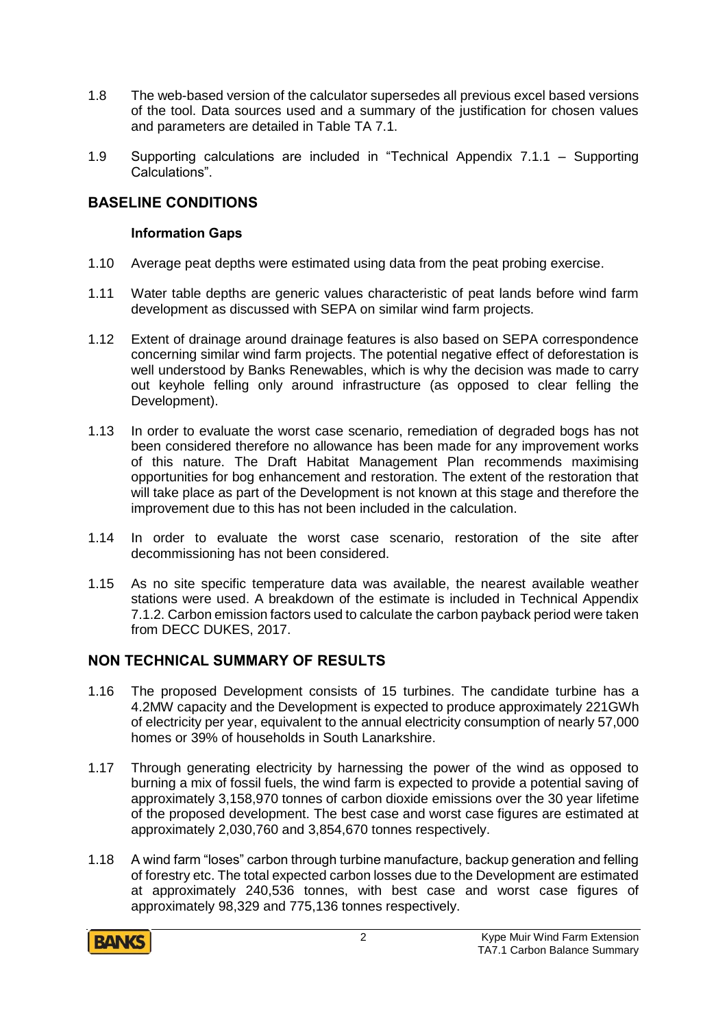1.8 The web-based version of the calculator supersedes all previous excel based versions of the tool. Data sources used and a summary of the justification for chosen values and parameters are detailed in Table TA 7.1.

1.9 Supporting calculations are included in "Technical Appendix 7.1.1 – Supporting Calculations".

## BASELINE CONDITIONS

### Information Gaps

1.10 Average peat depths were estimated using data from the peat probing exercise.

1.11 Water table depths are generic values characteristic of peat lands before wind farm development as discussed with SEPA on similar wind farm projects.

1.12 Extent of drainage around drainage features is also based on SEPA correspondence concerning similar wind farm projects. The potential negative effect of deforestation is well understood by Banks Renewables, which is why the decision was made to carry out keyhole felling only around infrastructure (as opposed to clear felling the Development).

1.13 In order to evaluate the worst case scenario, remediation of degraded bogs has not been considered therefore no allowance has been made for any improvement works of this nature. The Draft Habitat Management Plan recommends maximising opportunities for bog enhancement and restoration. The extent of the restoration that will take place as part of the Development is not known at this stage and therefore the improvement due to this has not been included in the calculation.

1.14 In order to evaluate the worst case scenario, restoration of the site after decommissioning has not been considered.

1.15 As no site specific temperature data was available, the nearest available weather stations were used. A breakdown of the estimate is included in Technical Appendix 7.1.2. Carbon emission factors used to calculate the carbon payback period were taken from DECC DUKES, 2017.

## NON TECHNICAL SUMMARY OF RESULTS

1.16 The proposed Development consists of 15 turbines. The candidate turbine has a 4.2MW capacity and the Development is expected to produce approximately 221GWh of electricity per year, equivalent to the annual electricity consumption of nearly 57,000 homes or 39% of households in South Lanarkshire.

1.17 Through generating electricity by harnessing the power of the wind as opposed to burning a mix of fossil fuels, the wind farm is expected to provide a potential saving of approximately 3,158,970 tonnes of carbon dioxide emissions over the 30 year lifetime of the proposed development. The best case and worst case figures are estimated at approximately 2,030,760 and 3,854,670 tonnes respectively.

1.18 A wind farm "loses" carbon through turbine manufacture, backup generation and felling of forestry etc. The total expected carbon losses due to the Development are estimated at approximately 240,536 tonnes, with best case and worst case figures of approximately 98,329 and 775,136 tonnes respectively.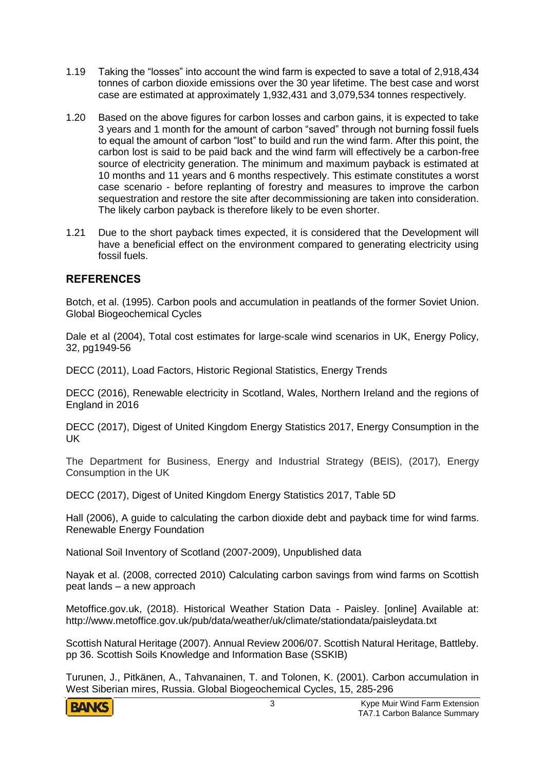1.19 Taking the "losses" into account the wind farm is expected to save a total of 2,918,434 tonnes of carbon dioxide emissions over the 30 year lifetime. The best case and worst case are estimated at approximately 1,932,431 and 3,079,534 tonnes respectively.

1.20 Based on the above figures for carbon losses and carbon gains, it is expected to take 3 years and 1 month for the amount of carbon "saved" through not burning fossil fuels to equal the amount of carbon "lost" to build and run the wind farm. After this point, the carbon lost is said to be paid back and the wind farm will effectively be a carbon-free source of electricity generation. The minimum and maximum payback is estimated at 10 months and 11 years and 6 months respectively. This estimate constitutes a worst case scenario - before replanting of forestry and measures to improve the carbon sequestration and restore the site after decommissioning are taken into consideration. The likely carbon payback is therefore likely to be even shorter.

1.21 Due to the short payback times expected, it is considered that the Development will have a beneficial effect on the environment compared to generating electricity using fossil fuels.

## REFERENCES

Botch, et al. (1995). Carbon pools and accumulation in peatlands of the former Soviet Union. Global Biogeochemical Cycles

Dale et al (2004), Total cost estimates for large-scale wind scenarios in UK, Energy Policy, 32, pg1949-56

DECC (2011), Load Factors, Historic Regional Statistics, Energy Trends

DECC (2016), Renewable electricity in Scotland, Wales, Northern Ireland and the regions of England in 2016

DECC (2017), Digest of United Kingdom Energy Statistics 2017, Energy Consumption in the UK

The Department for Business, Energy and Industrial Strategy (BEIS), (2017), Energy Consumption in the UK

DECC (2017), Digest of United Kingdom Energy Statistics 2017, Table 5D

Hall (2006), A guide to calculating the carbon dioxide debt and payback time for wind farms. Renewable Energy Foundation

National Soil Inventory of Scotland (2007-2009), Unpublished data

Nayak et al. (2008, corrected 2010) Calculating carbon savings from wind farms on Scottish peat lands – a new approach

Metoffice.gov.uk, (2018). Historical Weather Station Data - Paisley. [online] Available at: http://www.metoffice.gov.uk/pub/data/weather/uk/climate/stationdata/paisleydata.txt

Scottish Natural Heritage (2007). Annual Review 2006/07. Scottish Natural Heritage, Battleby. pp 36. Scottish Soils Knowledge and Information Base (SSKIB)

Turunen, J., Pitkänen, A., Tahvanainen, T. and Tolonen, K. (2001). Carbon accumulation in West Siberian mires, Russia. Global Biogeochemical Cycles, 15, 285-296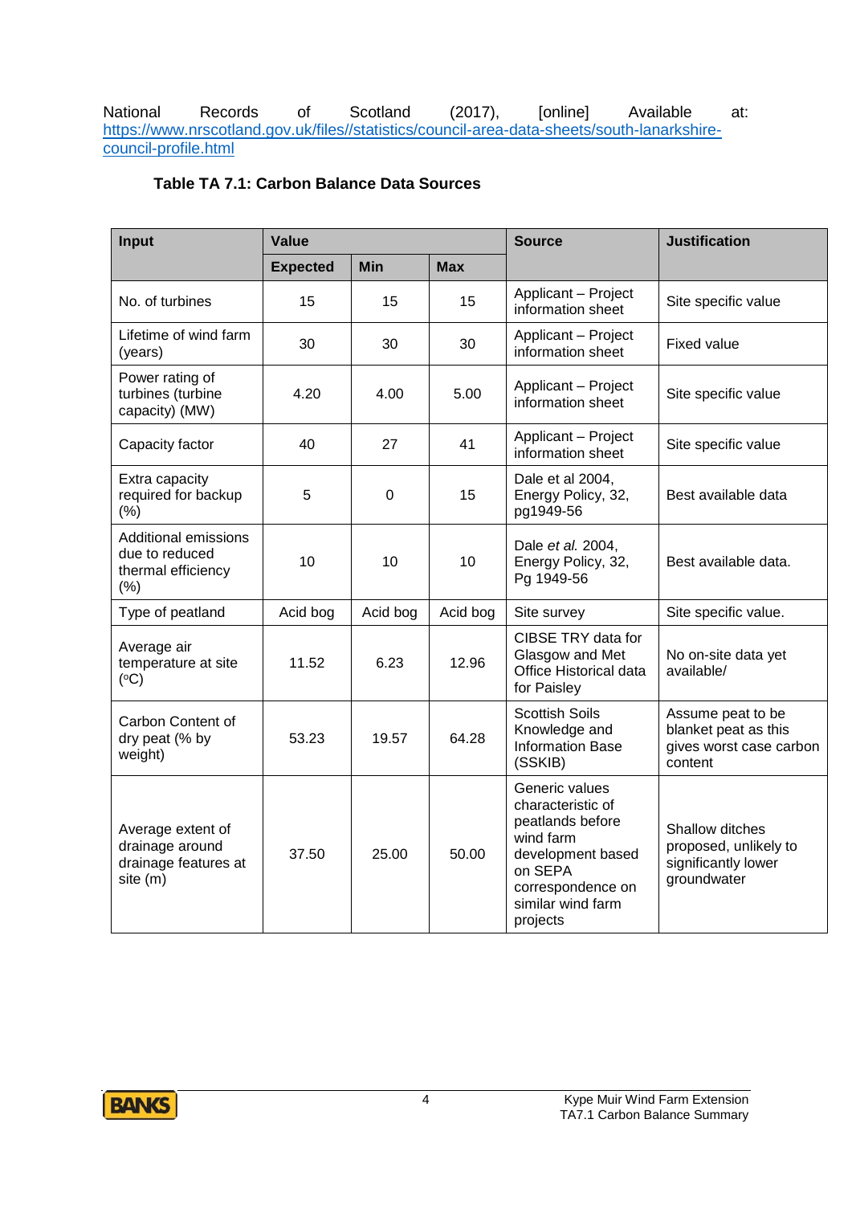National Records of Scotland (2017), [online] Available at: https://www.nrscotland.gov.uk/files//statistics/council-area-data-sheets/south-lanarkshire-council-profile.html

**Table TA 7.1: Carbon Balance Data Sources**

| Input | Value | | | Source | Justification |
|---|---|---|---|---|---|
| | **Expected** | **Min** | **Max** | | |
| No. of turbines | 15 | 15 | 15 | Applicant – Project information sheet | Site specific value |
| Lifetime of wind farm (years) | 30 | 30 | 30 | Applicant – Project information sheet | Fixed value |
| Power rating of turbines (turbine capacity) (MW) | 4.20 | 4.00 | 5.00 | Applicant – Project information sheet | Site specific value |
| Capacity factor | 40 | 27 | 41 | Applicant – Project information sheet | Site specific value |
| Extra capacity required for backup (%) | 5 | 0 | 15 | Dale et al 2004, Energy Policy, 32, pg1949-56 | Best available data |
| Additional emissions due to reduced thermal efficiency (%) | 10 | 10 | 10 | Dale *et al.* 2004, Energy Policy, 32, Pg 1949-56 | Best available data. |
| Type of peatland | Acid bog | Acid bog | Acid bog | Site survey | Site specific value. |
| Average air temperature at site (°C) | 11.52 | 6.23 | 12.96 | CIBSE TRY data for Glasgow and Met Office Historical data for Paisley | No on-site data yet available/ |
| Carbon Content of dry peat (% by weight) | 53.23 | 19.57 | 64.28 | Scottish Soils Knowledge and Information Base (SSKIB) | Assume peat to be blanket peat as this gives worst case carbon content |
| Average extent of drainage around drainage features at site (m) | 37.50 | 25.00 | 50.00 | Generic values characteristic of peatlands before wind farm development based on SEPA correspondence on similar wind farm projects | Shallow ditches proposed, unlikely to significantly lower groundwater |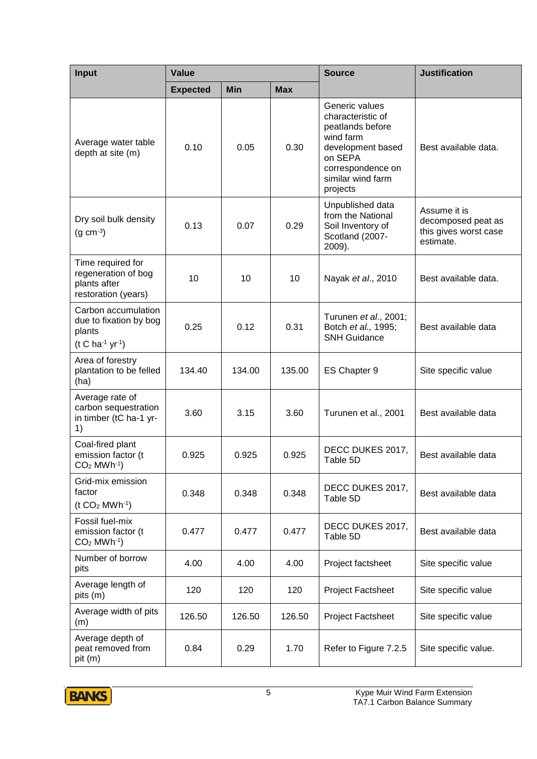| Input | Value | | | Source | Justification |
|---|---|---|---|---|---|
| | Expected | Min | Max | | |
| Average water table depth at site (m) | 0.10 | 0.05 | 0.30 | Generic values characteristic of peatlands before wind farm development based on SEPA correspondence on similar wind farm projects | Best available data. |
| Dry soil bulk density (g $cm^{-3}$) | 0.13 | 0.07 | 0.29 | Unpublished data from the National Soil Inventory of Scotland (2007-2009). | Assume it is decomposed peat as this gives worst case estimate. |
| Time required for regeneration of bog plants after restoration (years) | 10 | 10 | 10 | Nayak *et al*., 2010 | Best available data. |
| Carbon accumulation due to fixation by bog plants (t C $ha^{-1}$ $yr^{-1}$) | 0.25 | 0.12 | 0.31 | Turunen *et al*., 2001; Botch *et al.,* 1995; SNH Guidance | Best available data |
| Area of forestry plantation to be felled (ha) | 134.40 | 134.00 | 135.00 | ES Chapter 9 | Site specific value |
| Average rate of carbon sequestration in timber (tC ha-1 yr-1) | 3.60 | 3.15 | 3.60 | Turunen et al., 2001 | Best available data |
| Coal-fired plant emission factor (t $CO_2$ $MWh^{-1}$) | 0.925 | 0.925 | 0.925 | DECC DUKES 2017, Table 5D | Best available data |
| Grid-mix emission factor (t $CO_2$ $MWh^{-1}$) | 0.348 | 0.348 | 0.348 | DECC DUKES 2017, Table 5D | Best available data |
| Fossil fuel-mix emission factor (t $CO_2$ $MWh^{-1}$) | 0.477 | 0.477 | 0.477 | DECC DUKES 2017, Table 5D | Best available data |
| Number of borrow pits | 4.00 | 4.00 | 4.00 | Project factsheet | Site specific value |
| Average length of pits (m) | 120 | 120 | 120 | Project Factsheet | Site specific value |
| Average width of pits (m) | 126.50 | 126.50 | 126.50 | Project Factsheet | Site specific value |
| Average depth of peat removed from pit (m) | 0.84 | 0.29 | 1.70 | Refer to Figure 7.2.5 | Site specific value. |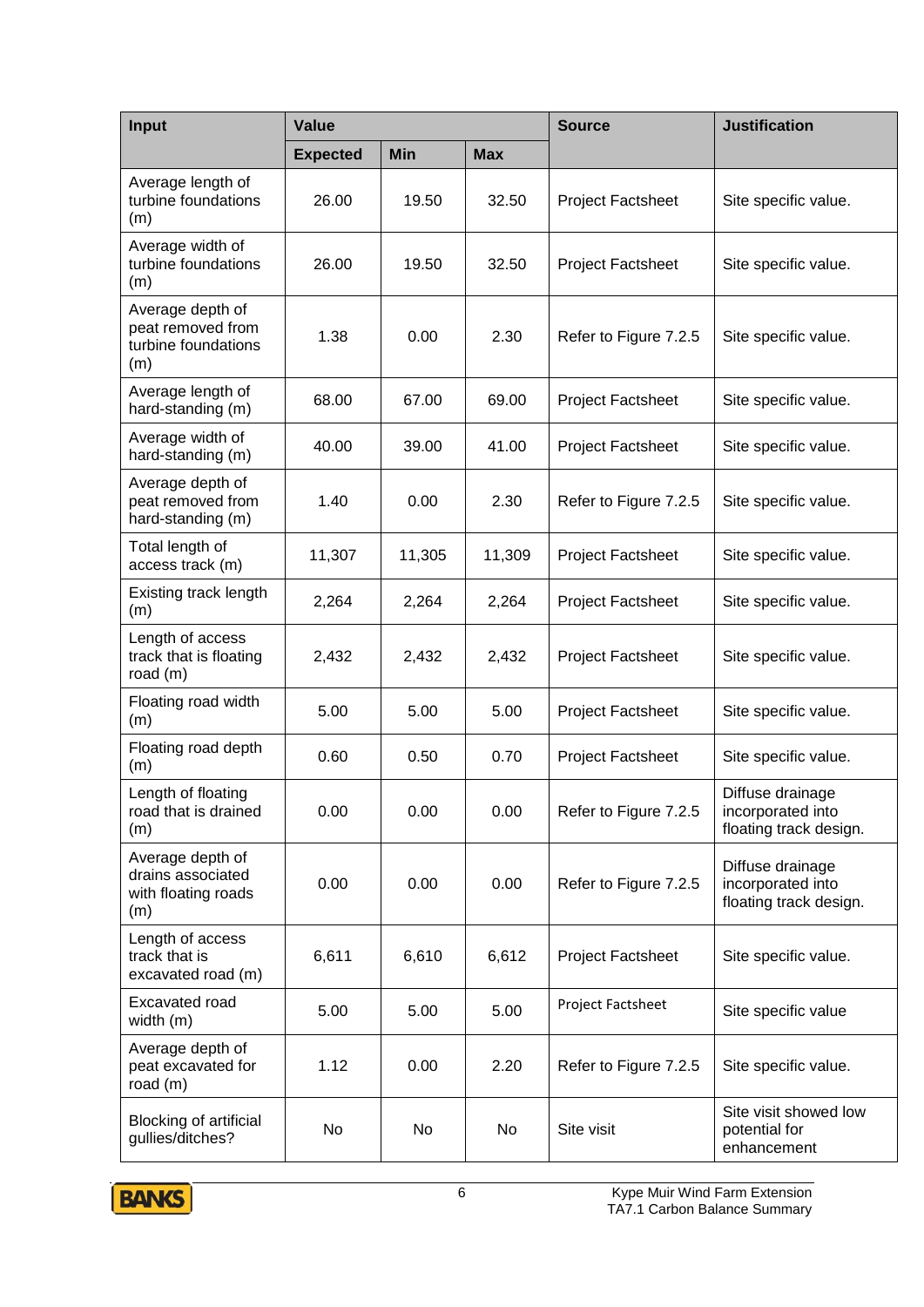| Input | Value | | | Source | Justification |
|---|---|---|---|---|---|
| | Expected | Min | Max | | |
| Average length of turbine foundations (m) | 26.00 | 19.50 | 32.50 | Project Factsheet | Site specific value. |
| Average width of turbine foundations (m) | 26.00 | 19.50 | 32.50 | Project Factsheet | Site specific value. |
| Average depth of peat removed from turbine foundations (m) | 1.38 | 0.00 | 2.30 | Refer to Figure 7.2.5 | Site specific value. |
| Average length of hard-standing (m) | 68.00 | 67.00 | 69.00 | Project Factsheet | Site specific value. |
| Average width of hard-standing (m) | 40.00 | 39.00 | 41.00 | Project Factsheet | Site specific value. |
| Average depth of peat removed from hard-standing (m) | 1.40 | 0.00 | 2.30 | Refer to Figure 7.2.5 | Site specific value. |
| Total length of access track (m) | 11,307 | 11,305 | 11,309 | Project Factsheet | Site specific value. |
| Existing track length (m) | 2,264 | 2,264 | 2,264 | Project Factsheet | Site specific value. |
| Length of access track that is floating road (m) | 2,432 | 2,432 | 2,432 | Project Factsheet | Site specific value. |
| Floating road width (m) | 5.00 | 5.00 | 5.00 | Project Factsheet | Site specific value. |
| Floating road depth (m) | 0.60 | 0.50 | 0.70 | Project Factsheet | Site specific value. |
| Length of floating road that is drained (m) | 0.00 | 0.00 | 0.00 | Refer to Figure 7.2.5 | Diffuse drainage incorporated into floating track design. |
| Average depth of drains associated with floating roads (m) | 0.00 | 0.00 | 0.00 | Refer to Figure 7.2.5 | Diffuse drainage incorporated into floating track design. |
| Length of access track that is excavated road (m) | 6,611 | 6,610 | 6,612 | Project Factsheet | Site specific value. |
| Excavated road width (m) | 5.00 | 5.00 | 5.00 | Project Factsheet | Site specific value |
| Average depth of peat excavated for road (m) | 1.12 | 0.00 | 2.20 | Refer to Figure 7.2.5 | Site specific value. |
| Blocking of artificial gullies/ditches? | No | No | No | Site visit | Site visit showed low potential for enhancement |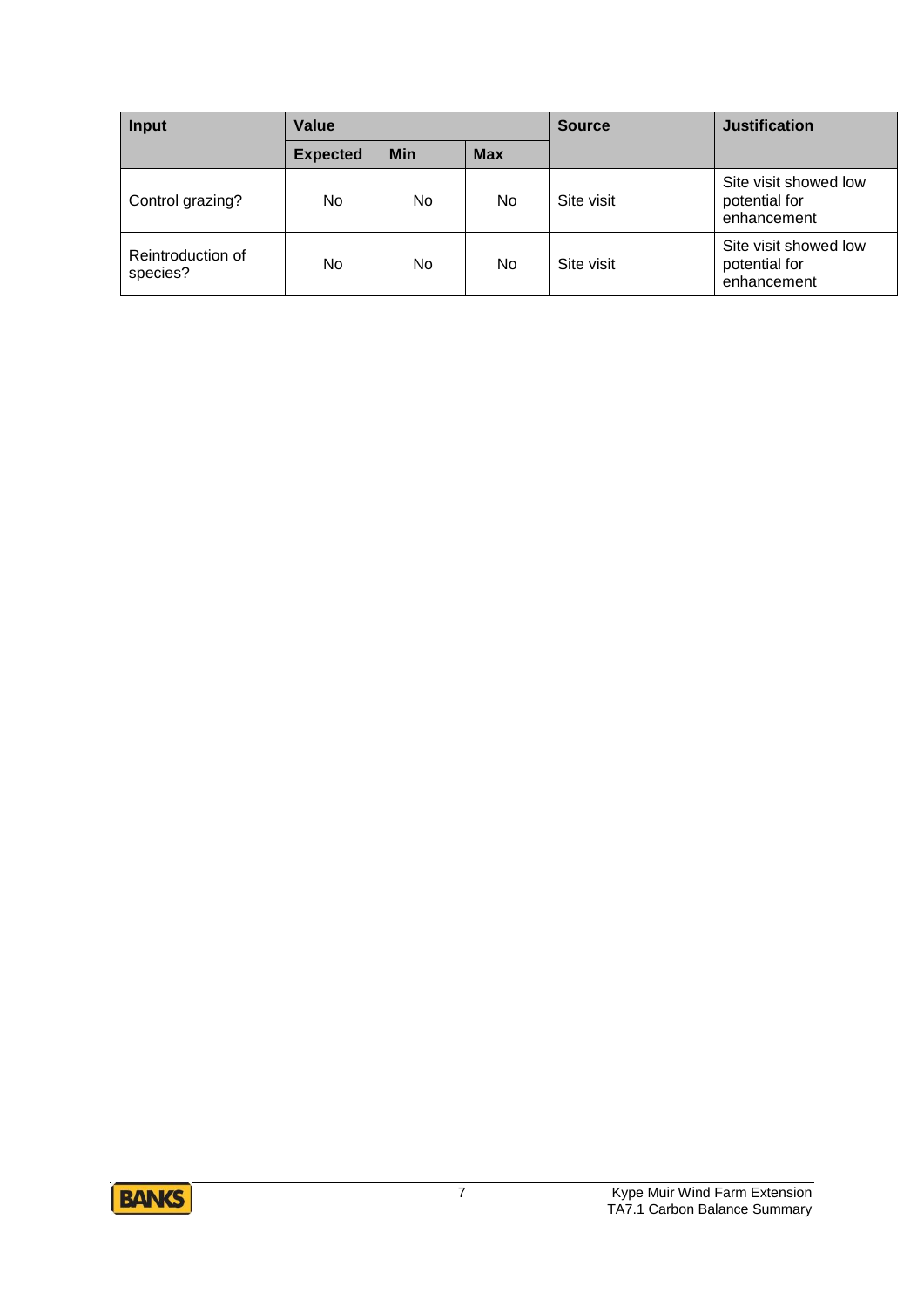| Input | Value | | | Source | Justification |
|---|---|---|---|---|---|
| | Expected | Min | Max | | |
| Control grazing? | No | No | No | Site visit | Site visit showed low potential for enhancement |
| Reintroduction of species? | No | No | No | Site visit | Site visit showed low potential for enhancement |